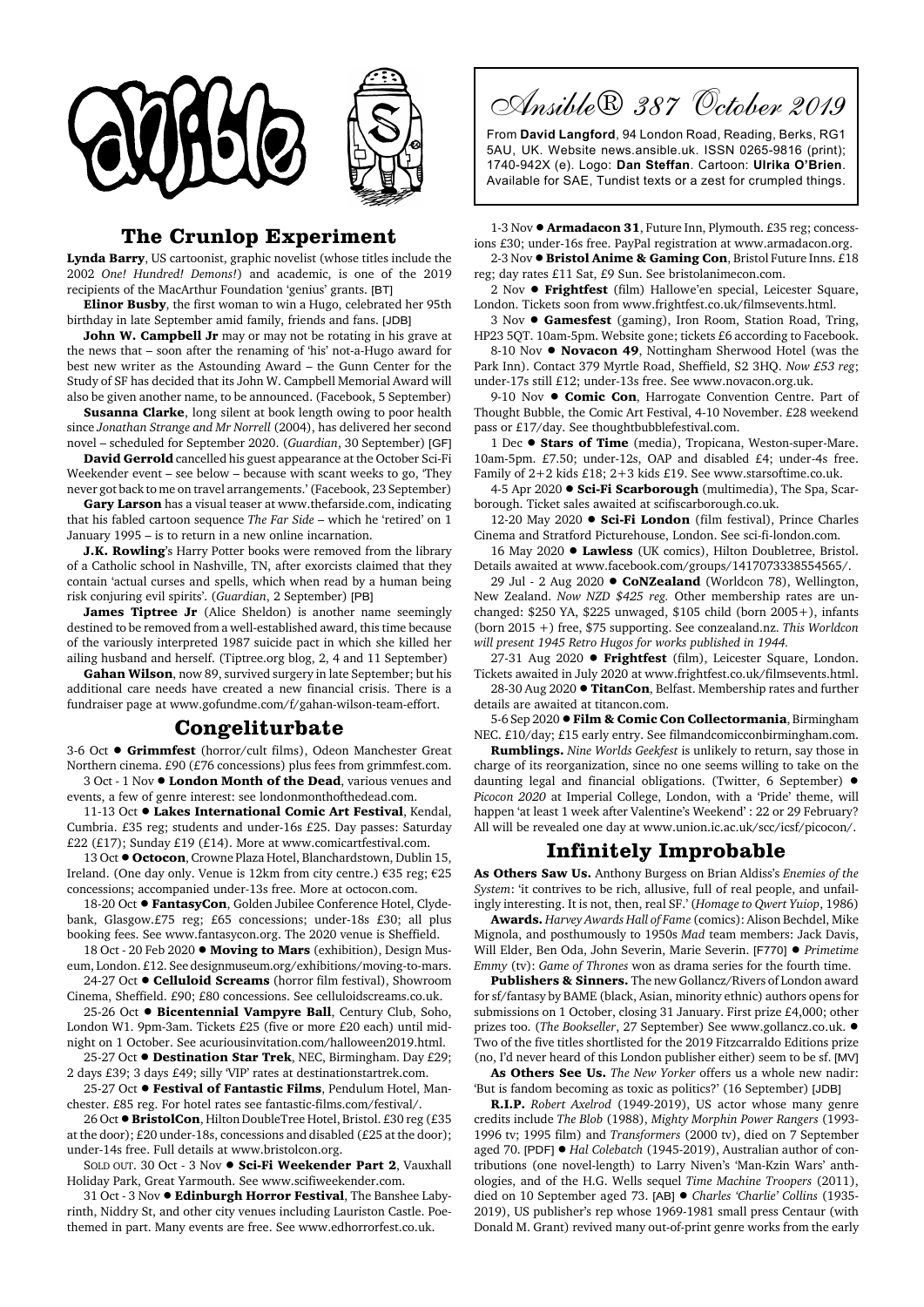# Ansible® 387 October 2019

From **David Langford**, 94 London Road, Reading, Berks, RG1 5AU, UK. Website news.ansible.uk. ISSN 0265-9816 (print); 1740-942X (e). Logo: **Dan Steffan**. Cartoon: **Ulrika O'Brien**. Available for SAE, Tundist texts or a zest for crumpled things.

## The Crunlop Experiment

**Lynda Barry**, US cartoonist, graphic novelist (whose titles include the 2002 *One! Hundred! Demons!*) and academic, is one of the 2019 recipients of the MacArthur Foundation 'genius' grants. [BT]

**Elinor Busby**, the first woman to win a Hugo, celebrated her 95th birthday in late September amid family, friends and fans. [JDB]

**John W. Campbell Jr** may or may not be rotating in his grave at the news that – soon after the renaming of 'his' not-a-Hugo award for best new writer as the Astounding Award – the Gunn Center for the Study of SF has decided that its John W. Campbell Memorial Award will also be given another name, to be announced. (Facebook, 5 September)

**Susanna Clarke**, long silent at book length owing to poor health since *Jonathan Strange and Mr Norrell* (2004), has delivered her second novel – scheduled for September 2020. (*Guardian*, 30 September) [GF]

**David Gerrold** cancelled his guest appearance at the October Sci-Fi Weekender event – see below – because with scant weeks to go, 'They never got back to me on travel arrangements.' (Facebook, 23 September)

**Gary Larson** has a visual teaser at www.thefarside.com, indicating that his fabled cartoon sequence *The Far Side* – which he 'retired' on 1 January 1995 – is to return in a new online incarnation.

**J.K. Rowling**'s Harry Potter books were removed from the library of a Catholic school in Nashville, TN, after exorcists claimed that they contain 'actual curses and spells, which when read by a human being risk conjuring evil spirits'. (*Guardian*, 2 September) [PB]

**James Tiptree Jr** (Alice Sheldon) is another name seemingly destined to be removed from a well-established award, this time because of the variously interpreted 1987 suicide pact in which she killed her ailing husband and herself. (Tiptree.org blog, 2, 4 and 11 September)

**Gahan Wilson**, now 89, survived surgery in late September; but his additional care needs have created a new financial crisis. There is a fundraiser page at www.gofundme.com/f/gahan-wilson-team-effort.

## Congeliturbate

3-6 Oct ● **Grimmfest** (horror/cult films), Odeon Manchester Great Northern cinema. £90 (£76 concessions) plus fees from grimmfest.com.

3 Oct - 1 Nov ● **London Month of the Dead**, various venues and events, a few of genre interest: see londonmonthofthedead.com.

11-13 Oct ● **Lakes International Comic Art Festival**, Kendal, Cumbria. £35 reg; students and under-16s £25. Day passes: Saturday £22 (£17); Sunday £19 (£14). More at www.comicartfestival.com.

13 Oct ● **Octocon**, Crowne Plaza Hotel, Blanchardstown, Dublin 15, Ireland. (One day only. Venue is 12km from city centre.) €35 reg; €25 concessions; accompanied under-13s free. More at octocon.com.

18-20 Oct ● **FantasyCon**, Golden Jubilee Conference Hotel, Clydebank, Glasgow.£75 reg; £65 concessions; under-18s £30; all plus booking fees. See www.fantasycon.org. The 2020 venue is Sheffield.

18 Oct - 20 Feb 2020 ● **Moving to Mars** (exhibition), Design Museum, London. £12. See designmuseum.org/exhibitions/moving-to-mars.

24-27 Oct ● **Celluloid Screams** (horror film festival), Showroom Cinema, Sheffield. £90; £80 concessions. See celluloidscreams.co.uk.

25-26 Oct ● **Bicentennial Vampyre Ball**, Century Club, Soho, London W1. 9pm-3am. Tickets £25 (five or more £20 each) until midnight on 1 October. See acuriousinvitation.com/halloween2019.html.

25-27 Oct ● **Destination Star Trek**, NEC, Birmingham. Day £29; 2 days £39; 3 days £49; silly 'VIP' rates at destinationstartrek.com.

25-27 Oct ● **Festival of Fantastic Films**, Pendulum Hotel, Manchester. £85 reg. For hotel rates see fantastic-films.com/festival/.

26 Oct ● **BristolCon**, Hilton DoubleTree Hotel, Bristol. £30 reg (£35 at the door); £20 under-18s, concessions and disabled (£25 at the door); under-14s free. Full details at www.bristolcon.org.

SOLD OUT. 30 Oct - 3 Nov ● **Sci-Fi Weekender Part 2**, Vauxhall Holiday Park, Great Yarmouth. See www.scifiweekender.com.

31 Oct - 3 Nov ● **Edinburgh Horror Festival**, The Banshee Labyrinth, Niddry St, and other city venues including Lauriston Castle. Poe-themed in part. Many events are free. See www.edhorrorfest.co.uk.

1-3 Nov ● **Armadacon 31**, Future Inn, Plymouth. £35 reg; concessions £30; under-16s free. PayPal registration at www.armadacon.org.

2-3 Nov ● **Bristol Anime & Gaming Con**, Bristol Future Inns. £18 reg; day rates £11 Sat, £9 Sun. See bristolanimecon.com.

2 Nov ● **Frightfest** (film) Hallowe'en special, Leicester Square, London. Tickets soon from www.frightfest.co.uk/filmsevents.html.

3 Nov ● **Gamesfest** (gaming), Iron Room, Station Road, Tring, HP23 5QT. 10am-5pm. Website gone; tickets £6 according to Facebook.

8-10 Nov ● **Novacon 49**, Nottingham Sherwood Hotel (was the Park Inn). Contact 379 Myrtle Road, Sheffield, S2 3HQ. *Now £53 reg*; under-17s still £12; under-13s free. See www.novacon.org.uk.

9-10 Nov ● **Comic Con**, Harrogate Convention Centre. Part of Thought Bubble, the Comic Art Festival, 4-10 November. £28 weekend pass or £17/day. See thoughtbubblefestival.com.

1 Dec ● **Stars of Time** (media), Tropicana, Weston-super-Mare. 10am-5pm. £7.50; under-12s, OAP and disabled £4; under-4s free. Family of 2+2 kids £18; 2+3 kids £19. See www.starsoftime.co.uk.

4-5 Apr 2020 ● **Sci-Fi Scarborough** (multimedia), The Spa, Scarborough. Ticket sales awaited at scifiscarborough.co.uk.

12-20 May 2020 ● **Sci-Fi London** (film festival), Prince Charles Cinema and Stratford Picturehouse, London. See sci-fi-london.com.

16 May 2020 ● **Lawless** (UK comics), Hilton Doubletree, Bristol. Details awaited at www.facebook.com/groups/1417073338554565/.

29 Jul - 2 Aug 2020 ● **CoNZealand** (Worldcon 78), Wellington, New Zealand. *Now NZD $425 reg.* Other membership rates are unchanged: $250 YA, $225 unwaged, $105 child (born 2005+), infants (born 2015 +) free, $75 supporting. See conzealand.nz. *This Worldcon will present 1945 Retro Hugos for works published in 1944.*

27-31 Aug 2020 ● **Frightfest** (film), Leicester Square, London. Tickets awaited in July 2020 at www.frightfest.co.uk/filmsevents.html.

28-30 Aug 2020 ● **TitanCon**, Belfast. Membership rates and further details are awaited at titancon.com.

5-6 Sep 2020 ● **Film & Comic Con Collectormania**, Birmingham NEC. £10/day; £15 early entry. See filmandcomicconbirmingham.com.

**Rumblings.** *Nine Worlds Geekfest* is unlikely to return, say those in charge of its reorganization, since no one seems willing to take on the daunting legal and financial obligations. (Twitter, 6 September) ● *Picocon 2020* at Imperial College, London, with a 'Pride' theme, will happen 'at least 1 week after Valentine's Weekend' : 22 or 29 February? All will be revealed one day at www.union.ic.ac.uk/scc/icsf/picocon/.

## Infinitely Improbable

**As Others Saw Us.** Anthony Burgess on Brian Aldiss's *Enemies of the System*: 'it contrives to be rich, allusive, full of real people, and unfailingly interesting. It is not, then, real SF.' (*Homage to Qwert Yuiop*, 1986)

**Awards.** *Harvey Awards Hall of Fame* (comics): Alison Bechdel, Mike Mignola, and posthumously to 1950s *Mad* team members: Jack Davis, Will Elder, Ben Oda, John Severin, Marie Severin. [F770] ● *Primetime Emmy* (tv): *Game of Thrones* won as drama series for the fourth time.

**Publishers & Sinners.** The new Gollancz/Rivers of London award for sf/fantasy by BAME (black, Asian, minority ethnic) authors opens for submissions on 1 October, closing 31 January. First prize £4,000; other prizes too. (*The Bookseller*, 27 September) See www.gollancz.co.uk. ● Two of the five titles shortlisted for the 2019 Fitzcarraldo Editions prize (no, I'd never heard of this London publisher either) seem to be sf. [MV]

**As Others See Us.** *The New Yorker* offers us a whole new nadir: 'But is fandom becoming as toxic as politics?' (16 September) [JDB]

**R.I.P.** *Robert Axelrod* (1949-2019), US actor whose many genre credits include *The Blob* (1988), *Mighty Morphin Power Rangers* (1993-1996 tv; 1995 film) and *Transformers* (2000 tv), died on 7 September aged 70. [PDF] ● *Hal Colebatch* (1945-2019), Australian author of contributions (one novel-length) to Larry Niven's 'Man-Kzin Wars' anthologies, and of the H.G. Wells sequel *Time Machine Troopers* (2011), died on 10 September aged 73. [AB] ● *Charles 'Charlie' Collins* (1935-2019), US publisher's rep whose 1969-1981 small press Centaur (with Donald M. Grant) revived many out-of-print genre works from the early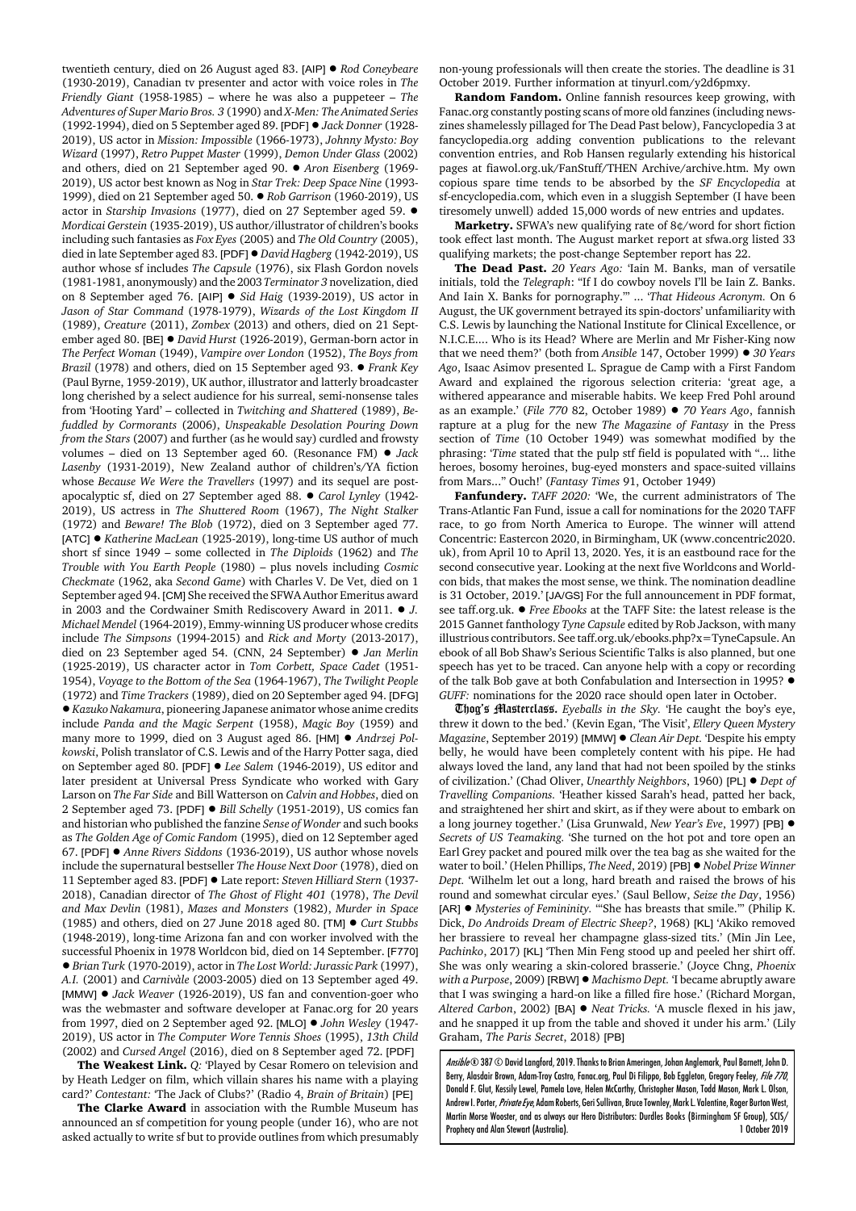twentieth century, died on 26 August aged 83. [AIP] ● *Rod Coneybeare* (1930-2019), Canadian tv presenter and actor with voice roles in *The Friendly Giant* (1958-1985) – where he was also a puppeteer – *The Adventures of Super Mario Bros. 3* (1990) and *X-Men: The Animated Series* (1992-1994), died on 5 September aged 89. [PDF] ● *Jack Donner* (1928-2019), US actor in *Mission: Impossible* (1966-1973), *Johnny Mysto: Boy Wizard* (1997), *Retro Puppet Master* (1999), *Demon Under Glass* (2002) and others, died on 21 September aged 90. ● *Aron Eisenberg* (1969-2019), US actor best known as Nog in *Star Trek: Deep Space Nine* (1993-1999), died on 21 September aged 50. ● *Rob Garrison* (1960-2019), US actor in *Starship Invasions* (1977), died on 27 September aged 59. ● *Mordicai Gerstein* (1935-2019), US author/illustrator of children's books including such fantasies as *Fox Eyes* (2005) and *The Old Country* (2005), died in late September aged 83. [PDF] ● *David Hagberg* (1942-2019), US author whose sf includes *The Capsule* (1976), six Flash Gordon novels (1981-1981, anonymously) and the 2003 *Terminator 3* novelization, died on 8 September aged 76. [AIP] ● *Sid Haig* (1939-2019), US actor in *Jason of Star Command* (1978-1979), *Wizards of the Lost Kingdom II* (1989), *Creature* (2011), *Zombex* (2013) and others, died on 21 September aged 80. [BE] ● *David Hurst* (1926-2019), German-born actor in *The Perfect Woman* (1949), *Vampire over London* (1952), *The Boys from Brazil* (1978) and others, died on 15 September aged 93. ● *Frank Key* (Paul Byrne, 1959-2019), UK author, illustrator and latterly broadcaster long cherished by a select audience for his surreal, semi-nonsense tales from 'Hooting Yard' – collected in *Twitching and Shattered* (1989), *Befuddled by Cormorants* (2006), *Unspeakable Desolation Pouring Down from the Stars* (2007) and further (as he would say) curdled and frowsty volumes – died on 13 September aged 60. (Resonance FM) ● *Jack Lasenby* (1931-2019), New Zealand author of children's/YA fiction whose *Because We Were the Travellers* (1997) and its sequel are post-apocalyptic sf, died on 27 September aged 88. ● *Carol Lynley* (1942-2019), US actress in *The Shuttered Room* (1967), *The Night Stalker* (1972) and *Beware! The Blob* (1972), died on 3 September aged 77. [ATC] ● *Katherine MacLean* (1925-2019), long-time US author of much short sf since 1949 – some collected in *The Diploids* (1962) and *The Trouble with You Earth People* (1980) – plus novels including *Cosmic Checkmate* (1962, aka *Second Game*) with Charles V. De Vet, died on 1 September aged 94. [CM] She received the SFWA Author Emeritus award in 2003 and the Cordwainer Smith Rediscovery Award in 2011. ● *J. Michael Mendel* (1964-2019), Emmy-winning US producer whose credits include *The Simpsons* (1994-2015) and *Rick and Morty* (2013-2017), died on 23 September aged 54. (CNN, 24 September) ● *Jan Merlin* (1925-2019), US character actor in *Tom Corbett, Space Cadet* (1951-1954), *Voyage to the Bottom of the Sea* (1964-1967), *The Twilight People* (1972) and *Time Trackers* (1989), died on 20 September aged 94. [DFG] ● *Kazuko Nakamura*, pioneering Japanese animator whose anime credits include *Panda and the Magic Serpent* (1958), *Magic Boy* (1959) and many more to 1999, died on 3 August aged 86. [HM] ● *Andrzej Polkowski*, Polish translator of C.S. Lewis and of the Harry Potter saga, died on September aged 80. [PDF] ● *Lee Salem* (1946-2019), US editor and later president at Universal Press Syndicate who worked with Gary Larson on *The Far Side* and Bill Watterson on *Calvin and Hobbes*, died on 2 September aged 73. [PDF] ● *Bill Schelly* (1951-2019), US comics fan and historian who published the fanzine *Sense of Wonder* and such books as *The Golden Age of Comic Fandom* (1995), died on 12 September aged 67. [PDF] ● *Anne Rivers Siddons* (1936-2019), US author whose novels include the supernatural bestseller *The House Next Door* (1978), died on 11 September aged 83. [PDF] ● Late report: *Steven Hilliard Stern* (1937-2018), Canadian director of *The Ghost of Flight 401* (1978), *The Devil and Max Devlin* (1981), *Mazes and Monsters* (1982), *Murder in Space* (1985) and others, died on 27 June 2018 aged 80. [TM] ● *Curt Stubbs* (1948-2019), long-time Arizona fan and con worker involved with the successful Phoenix in 1978 Worldcon bid, died on 14 September. [F770] ● *Brian Turk* (1970-2019), actor in *The Lost World: Jurassic Park* (1997), *A.I.* (2001) and *Carnivàle* (2003-2005) died on 13 September aged 49. [MMW] ● *Jack Weaver* (1926-2019), US fan and convention-goer who was the webmaster and software developer at Fanac.org for 20 years from 1997, died on 2 September aged 92. [MLO] ● *John Wesley* (1947-2019), US actor in *The Computer Wore Tennis Shoes* (1995), *13th Child* (2002) and *Cursed Angel* (2016), died on 8 September aged 72. [PDF]

**The Weakest Link.** *Q:* 'Played by Cesar Romero on television and by Heath Ledger on film, which villain shares his name with a playing card?' *Contestant:* 'The Jack of Clubs?' (Radio 4, *Brain of Britain*) [PE]

**The Clarke Award** in association with the Rumble Museum has announced an sf competition for young people (under 16), who are not asked actually to write sf but to provide outlines from which presumably non-young professionals will then create the stories. The deadline is 31 October 2019. Further information at tinyurl.com/y2d6pmxy.

**Random Fandom.** Online fannish resources keep growing, with Fanac.org constantly posting scans of more old fanzines (including newszines shamelessly pillaged for The Dead Past below), Fancyclopedia 3 at fancyclopedia.org adding convention publications to the relevant convention entries, and Rob Hansen regularly extending his historical pages at fiawol.org.uk/FanStuff/THEN Archive/archive.htm. My own copious spare time tends to be absorbed by the *SF Encyclopedia* at sf-encyclopedia.com, which even in a sluggish September (I have been tiresomely unwell) added 15,000 words of new entries and updates.

**Marketry.** SFWA's new qualifying rate of 8¢/word for short fiction took effect last month. The August market report at sfwa.org listed 33 qualifying markets; the post-change September report has 22.

**The Dead Past.** *20 Years Ago:* 'Iain M. Banks, man of versatile initials, told the *Telegraph*: "If I do cowboy novels I'll be Iain Z. Banks. And Iain X. Banks for pornography."' ... '*That Hideous Acronym.* On 6 August, the UK government betrayed its spin-doctors' unfamiliarity with C.S. Lewis by launching the National Institute for Clinical Excellence, or N.I.C.E.... Who is its Head? Where are Merlin and Mr Fisher-King now that we need them?' (both from *Ansible* 147, October 1999) ● *30 Years Ago*, Isaac Asimov presented L. Sprague de Camp with a First Fandom Award and explained the rigorous selection criteria: 'great age, a withered appearance and miserable habits. We keep Fred Pohl around as an example.' (*File 770* 82, October 1989) ● *70 Years Ago*, fannish rapture at a plug for the new *The Magazine of Fantasy* in the Press section of *Time* (10 October 1949) was somewhat modified by the phrasing: '*Time* stated that the pulp stf field is populated with "... lithe heroes, bosomy heroines, bug-eyed monsters and space-suited villains from Mars..." Ouch!' (*Fantasy Times* 91, October 1949)

**Fanfundery.** *TAFF 2020:* 'We, the current administrators of The Trans-Atlantic Fan Fund, issue a call for nominations for the 2020 TAFF race, to go from North America to Europe. The winner will attend Concentric: Eastercon 2020, in Birmingham, UK (www.concentric2020.uk), from April 10 to April 13, 2020. Yes, it is an eastbound race for the second consecutive year. Looking at the next five Worldcons and Worldcon bids, that makes the most sense, we think. The nomination deadline is 31 October, 2019.' [JA/GS] For the full announcement in PDF format, see taff.org.uk. ● *Free Ebooks* at the TAFF Site: the latest release is the 2015 Gannet fanthology *Tyne Capsule* edited by Rob Jackson, with many illustrious contributors. See taff.org.uk/ebooks.php?x=TyneCapsule. An ebook of all Bob Shaw's Serious Scientific Talks is also planned, but one speech has yet to be traced. Can anyone help with a copy or recording of the talk Bob gave at both Confabulation and Intersection in 1995? ● *GUFF:* nominations for the 2020 race should open later in October.

**Thog's Masterclass.** *Eyeballs in the Sky.* 'He caught the boy's eye, threw it down to the bed.' (Kevin Egan, 'The Visit', *Ellery Queen Mystery Magazine*, September 2019) [MMW] ● *Clean Air Dept.* 'Despite his empty belly, he would have been completely content with his pipe. He had always loved the land, any land that had not been spoiled by the stinks of civilization.' (Chad Oliver, *Unearthly Neighbors*, 1960) [PL] ● *Dept of Travelling Companions.* 'Heather kissed Sarah's head, patted her back, and straightened her shirt and skirt, as if they were about to embark on a long journey together.' (Lisa Grunwald, *New Year's Eve*, 1997) [PB] ● *Secrets of US Teamaking.* 'She turned on the hot pot and tore open an Earl Grey packet and poured milk over the tea bag as she waited for the water to boil.' (Helen Phillips, *The Need*, 2019) [PB] ● *Nobel Prize Winner Dept.* 'Wilhelm let out a long, hard breath and raised the brows of his round and somewhat circular eyes.' (Saul Bellow, *Seize the Day*, 1956) [AR] ● *Mysteries of Femininity.* '"She has breasts that smile."' (Philip K. Dick, *Do Androids Dream of Electric Sheep?*, 1968) [KL] 'Akiko removed her brassiere to reveal her champagne glass-sized tits.' (Min Jin Lee, *Pachinko*, 2017) [KL] 'Then Min Feng stood up and peeled her shirt off. She was only wearing a skin-colored brasserie.' (Joyce Chng, *Phoenix with a Purpose*, 2009) [RBW] ● *Machismo Dept.* 'I became abruptly aware that I was swinging a hard-on like a filled fire hose.' (Richard Morgan, *Altered Carbon*, 2002) [BA] ● *Neat Tricks.* 'A muscle flexed in his jaw, and he snapped it up from the table and shoved it under his arm.' (Lily Graham, *The Paris Secret*, 2018) [PB]

*Ansible*® 387 © David Langford, 2019. Thanks to Brian Ameringen, Johan Anglemark, Paul Barnett, John D. Berry, Alasdair Brown, Adam-Troy Castro, Fanac.org, Paul Di Filippo, Bob Eggleton, Gregory Feeley, *File 770*, Donald F. Glut, Kessily Lewel, Pamela Love, Helen McCarthy, Christopher Mason, Todd Mason, Mark L. Olson, Andrew I. Porter, *Private Eye*, Adam Roberts, Geri Sullivan, Bruce Townley, Mark L. Valentine, Roger Burton West, Martin Morse Wooster, and as always our Hero Distributors: Durdles Books (Birmingham SF Group), SCIS/Prophecy and Alan Stewart (Australia). 1 October 2019